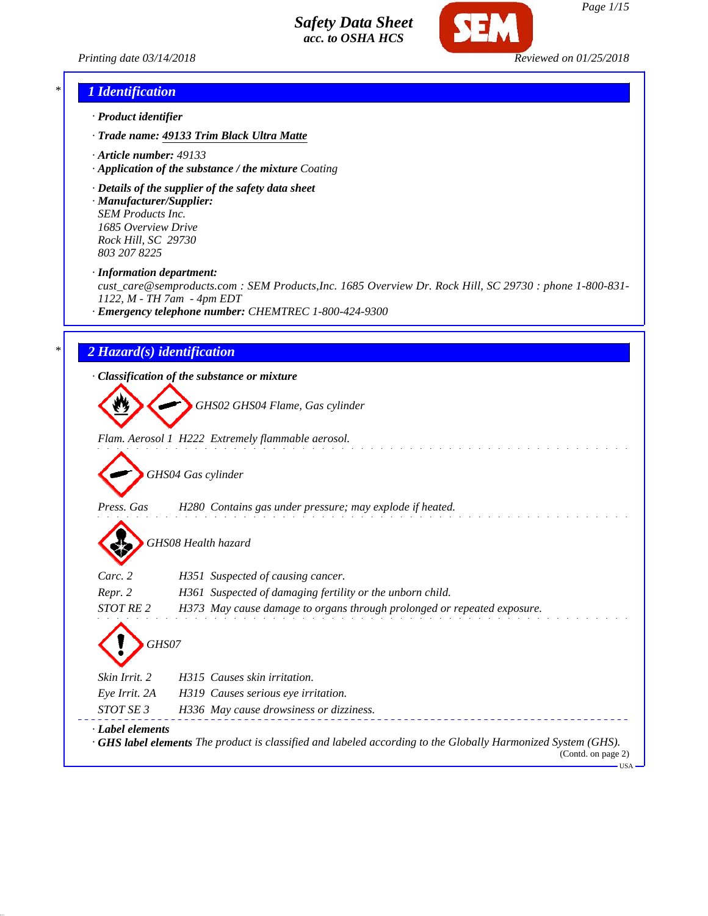# Safety Data Sheet
*acc. to OSHA HCS*

Printing date 03/14/2018 Reviewed on 01/25/2018

## 1 Identification

· **Product identifier**

· **Trade name:** **49133 Trim Black Ultra Matte**

· **Article number:** 49133

· **Application of the substance / the mixture** Coating

· **Details of the supplier of the safety data sheet**

· **Manufacturer/Supplier:**
SEM Products Inc.
1685 Overview Drive
Rock Hill, SC 29730
803 207 8225

· **Information department:**
cust_care@semproducts.com : SEM Products,Inc. 1685 Overview Dr. Rock Hill, SC 29730 : phone 1-800-831-1122, M - TH 7am - 4pm EDT

· **Emergency telephone number:** CHEMTREC 1-800-424-9300

## 2 Hazard(s) identification

· **Classification of the substance or mixture**

GHS02 GHS04 Flame, Gas cylinder

Flam. Aerosol 1 H222 Extremely flammable aerosol.

GHS04 Gas cylinder

Press. Gas H280 Contains gas under pressure; may explode if heated.

GHS08 Health hazard

Carc. 2 H351 Suspected of causing cancer.
Repr. 2 H361 Suspected of damaging fertility or the unborn child.
STOT RE 2 H373 May cause damage to organs through prolonged or repeated exposure.

GHS07

Skin Irrit. 2 H315 Causes skin irritation.
Eye Irrit. 2A H319 Causes serious eye irritation.
STOT SE 3 H336 May cause drowsiness or dizziness.

· **Label elements**

· **GHS label elements** The product is classified and labeled according to the Globally Harmonized System (GHS).

(Contd. on page 2)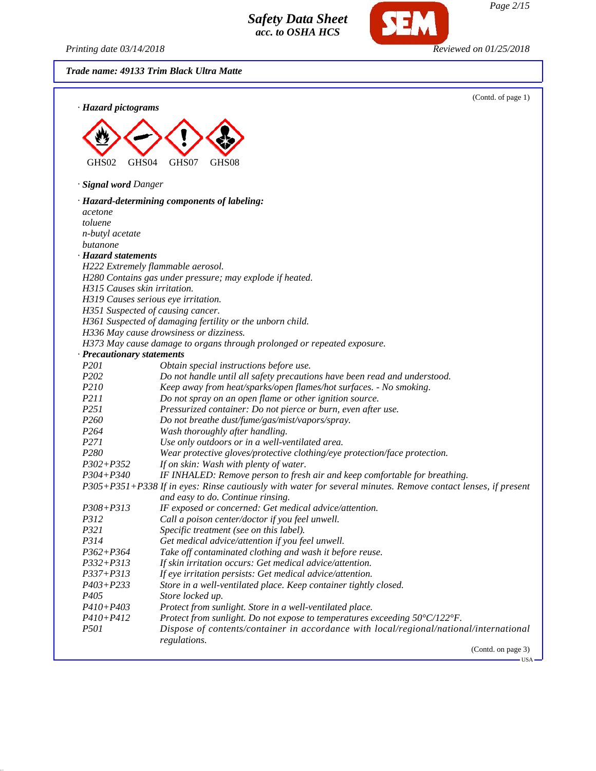**Trade name: 49133 Trim Black Ultra Matte**

(Contd. of page 1)

· **Hazard pictograms**

GHS02 GHS04 GHS07 GHS08

· **Signal word** Danger

· **Hazard-determining components of labeling:**

acetone
toluene
n-butyl acetate
butanone

· **Hazard statements**

H222 Extremely flammable aerosol.
H280 Contains gas under pressure; may explode if heated.
H315 Causes skin irritation.
H319 Causes serious eye irritation.
H351 Suspected of causing cancer.
H361 Suspected of damaging fertility or the unborn child.
H336 May cause drowsiness or dizziness.
H373 May cause damage to organs through prolonged or repeated exposure.

· **Precautionary statements**

| | |
|---|---|
| P201 | Obtain special instructions before use. |
| P202 | Do not handle until all safety precautions have been read and understood. |
| P210 | Keep away from heat/sparks/open flames/hot surfaces. - No smoking. |
| P211 | Do not spray on an open flame or other ignition source. |
| P251 | Pressurized container: Do not pierce or burn, even after use. |
| P260 | Do not breathe dust/fume/gas/mist/vapors/spray. |
| P264 | Wash thoroughly after handling. |
| P271 | Use only outdoors or in a well-ventilated area. |
| P280 | Wear protective gloves/protective clothing/eye protection/face protection. |
| P302+P352 | If on skin: Wash with plenty of water. |
| P304+P340 | IF INHALED: Remove person to fresh air and keep comfortable for breathing. |
| P305+P351+P338 | If in eyes: Rinse cautiously with water for several minutes. Remove contact lenses, if present and easy to do. Continue rinsing. |
| P308+P313 | IF exposed or concerned: Get medical advice/attention. |
| P312 | Call a poison center/doctor if you feel unwell. |
| P321 | Specific treatment (see on this label). |
| P314 | Get medical advice/attention if you feel unwell. |
| P362+P364 | Take off contaminated clothing and wash it before reuse. |
| P332+P313 | If skin irritation occurs: Get medical advice/attention. |
| P337+P313 | If eye irritation persists: Get medical advice/attention. |
| P403+P233 | Store in a well-ventilated place. Keep container tightly closed. |
| P405 | Store locked up. |
| P410+P403 | Protect from sunlight. Store in a well-ventilated place. |
| P410+P412 | Protect from sunlight. Do not expose to temperatures exceeding 50°C/122°F. |
| P501 | Dispose of contents/container in accordance with local/regional/national/international regulations. |

(Contd. on page 3)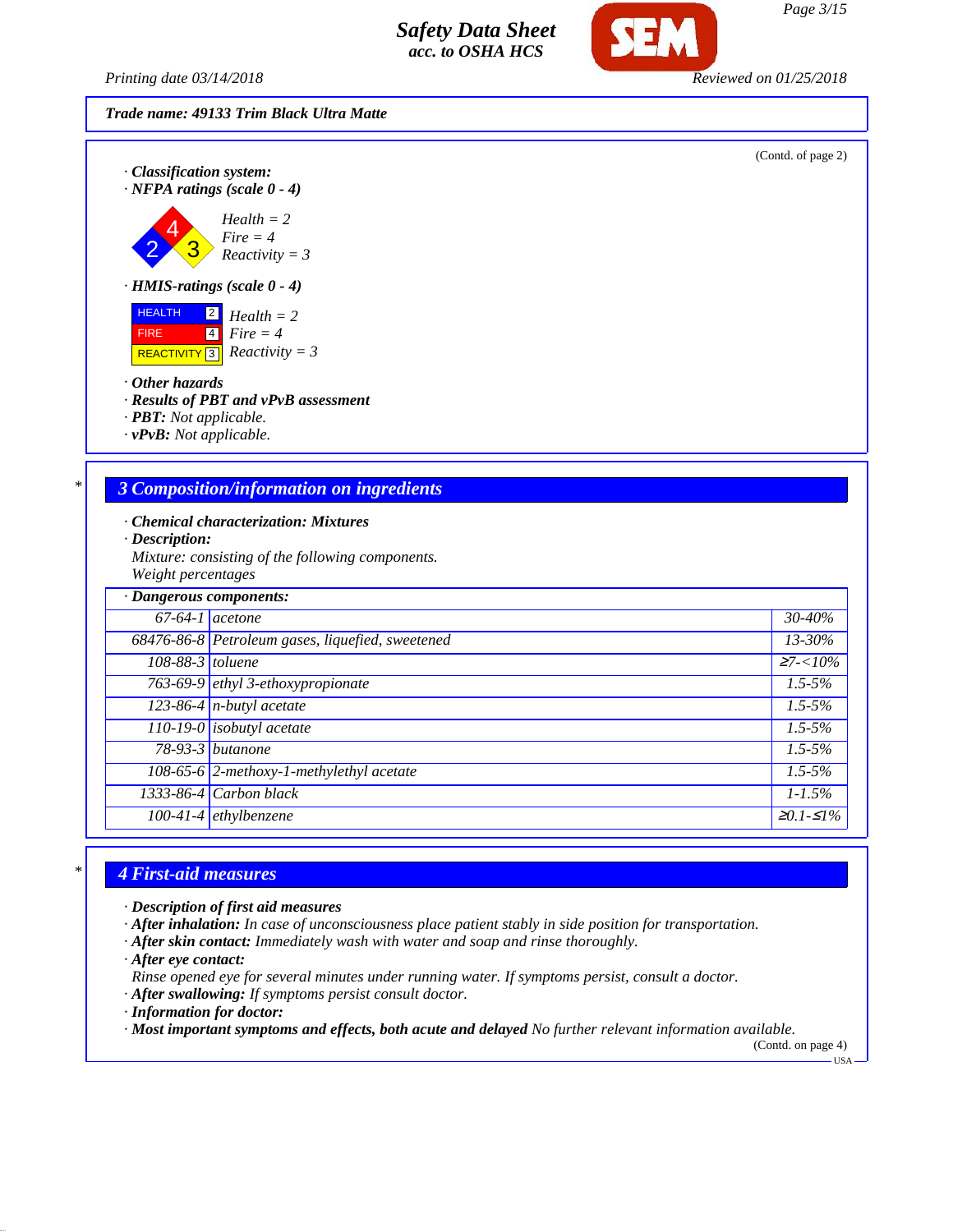**Trade name: 49133 Trim Black Ultra Matte**

(Contd. of page 2)

· **Classification system:**

· **NFPA ratings (scale 0 - 4)**

Health = 2
Fire = 4
Reactivity = 3

· **HMIS-ratings (scale 0 - 4)**

| | | |
|---|---|---|
| HEALTH | 2 | Health = 2 |
| FIRE | 4 | Fire = 4 |
| REACTIVITY | 3 | Reactivity = 3 |

· **Other hazards**

· **Results of PBT and vPvB assessment**

· **PBT:** Not applicable.

· **vPvB:** Not applicable.

## * 3 Composition/information on ingredients

· **Chemical characterization: Mixtures**

· **Description:**

Mixture: consisting of the following components.
Weight percentages

| · Dangerous components: | | |
|---|---|---|
| 67-64-1 | acetone | 30-40% |
| 68476-86-8 | Petroleum gases, liquefied, sweetened | 13-30% |
| 108-88-3 | toluene | ≥7-<10% |
| 763-69-9 | ethyl 3-ethoxypropionate | 1.5-5% |
| 123-86-4 | n-butyl acetate | 1.5-5% |
| 110-19-0 | isobutyl acetate | 1.5-5% |
| 78-93-3 | butanone | 1.5-5% |
| 108-65-6 | 2-methoxy-1-methylethyl acetate | 1.5-5% |
| 1333-86-4 | Carbon black | 1-1.5% |
| 100-41-4 | ethylbenzene | ≥0.1-≤1% |

## * 4 First-aid measures

· **Description of first aid measures**

· **After inhalation:** In case of unconsciousness place patient stably in side position for transportation.

· **After skin contact:** Immediately wash with water and soap and rinse thoroughly.

· **After eye contact:**

Rinse opened eye for several minutes under running water. If symptoms persist, consult a doctor.

· **After swallowing:** If symptoms persist consult doctor.

· **Information for doctor:**

· **Most important symptoms and effects, both acute and delayed** No further relevant information available.

(Contd. on page 4)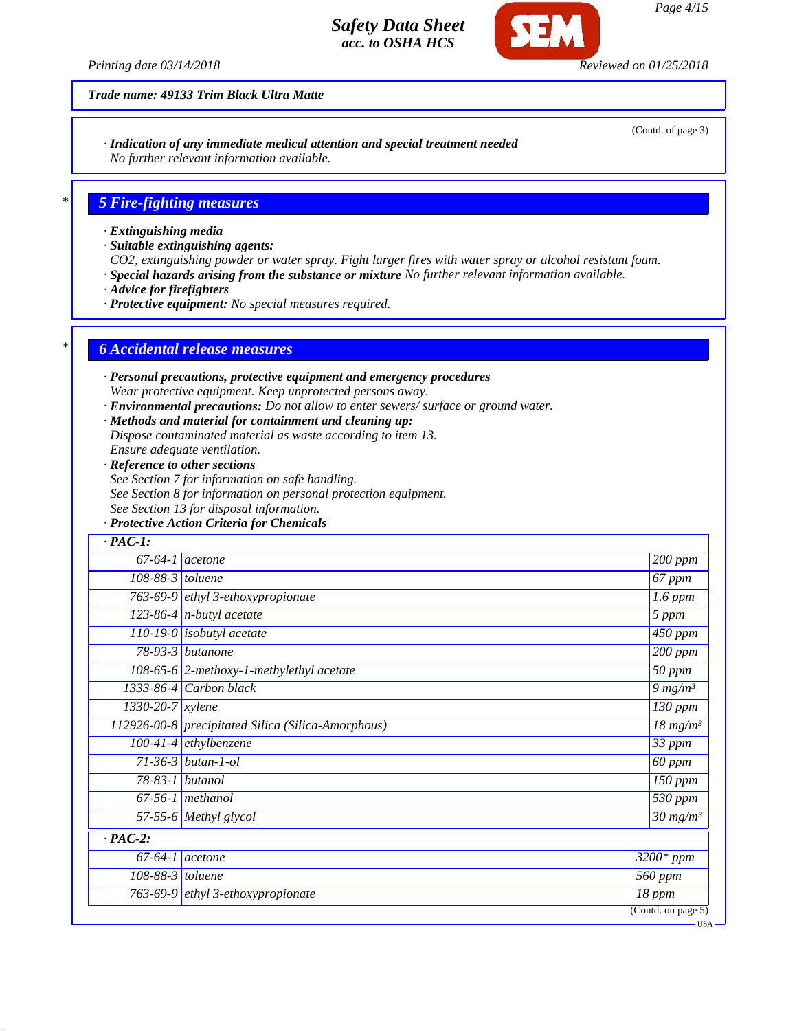Trade name: 49133 Trim Black Ultra Matte

(Contd. of page 3)

· **Indication of any immediate medical attention and special treatment needed**
No further relevant information available.

## 5 Fire-fighting measures

· **Extinguishing media**
· **Suitable extinguishing agents:**
$CO_2$, extinguishing powder or water spray. Fight larger fires with water spray or alcohol resistant foam.
· **Special hazards arising from the substance or mixture** No further relevant information available.
· **Advice for firefighters**
· **Protective equipment:** No special measures required.

## 6 Accidental release measures

· **Personal precautions, protective equipment and emergency procedures**
Wear protective equipment. Keep unprotected persons away.
· **Environmental precautions:** Do not allow to enter sewers/ surface or ground water.
· **Methods and material for containment and cleaning up:**
Dispose contaminated material as waste according to item 13.
Ensure adequate ventilation.
· **Reference to other sections**
See Section 7 for information on safe handling.
See Section 8 for information on personal protection equipment.
See Section 13 for disposal information.
· **Protective Action Criteria for Chemicals**

| · **PAC-1:** | | |
|---|---|---|
| 67-64-1 | acetone | 200 ppm |
| 108-88-3 | toluene | 67 ppm |
| 763-69-9 | ethyl 3-ethoxypropionate | 1.6 ppm |
| 123-86-4 | n-butyl acetate | 5 ppm |
| 110-19-0 | isobutyl acetate | 450 ppm |
| 78-93-3 | butanone | 200 ppm |
| 108-65-6 | 2-methoxy-1-methylethyl acetate | 50 ppm |
| 1333-86-4 | Carbon black | 9 mg/m³ |
| 1330-20-7 | xylene | 130 ppm |
| 112926-00-8 | precipitated Silica (Silica-Amorphous) | 18 mg/m³ |
| 100-41-4 | ethylbenzene | 33 ppm |
| 71-36-3 | butan-1-ol | 60 ppm |
| 78-83-1 | butanol | 150 ppm |
| 67-56-1 | methanol | 530 ppm |
| 57-55-6 | Methyl glycol | 30 mg/m³ |
| · **PAC-2:** | | |
| 67-64-1 | acetone | 3200* ppm |
| 108-88-3 | toluene | 560 ppm |
| 763-69-9 | ethyl 3-ethoxypropionate | 18 ppm |

(Contd. on page 5)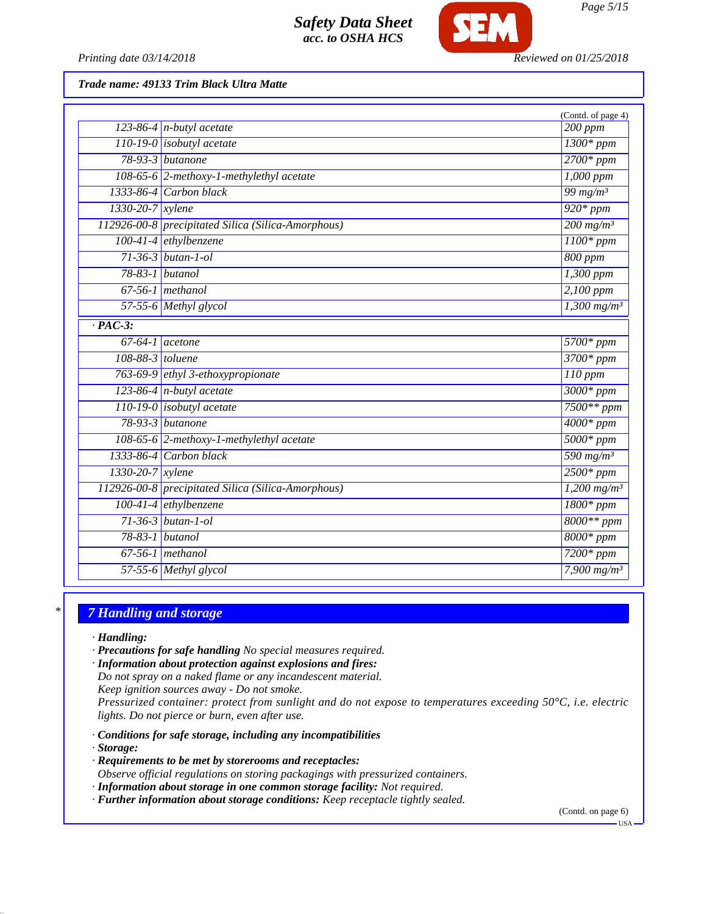**Trade name: 49133 Trim Black Ultra Matte**

(Contd. of page 4)

| | | |
|---|---|---|
| 123-86-4 | n-butyl acetate | 200 ppm |
| 110-19-0 | isobutyl acetate | 1300* ppm |
| 78-93-3 | butanone | 2700* ppm |
| 108-65-6 | 2-methoxy-1-methylethyl acetate | 1,000 ppm |
| 1333-86-4 | Carbon black | 99 mg/m³ |
| 1330-20-7 | xylene | 920* ppm |
| 112926-00-8 | precipitated Silica (Silica-Amorphous) | 200 mg/m³ |
| 100-41-4 | ethylbenzene | 1100* ppm |
| 71-36-3 | butan-1-ol | 800 ppm |
| 78-83-1 | butanol | 1,300 ppm |
| 67-56-1 | methanol | 2,100 ppm |
| 57-55-6 | Methyl glycol | 1,300 mg/m³ |

**· PAC-3:**

| | | |
|---|---|---|
| 67-64-1 | acetone | 5700* ppm |
| 108-88-3 | toluene | 3700* ppm |
| 763-69-9 | ethyl 3-ethoxypropionate | 110 ppm |
| 123-86-4 | n-butyl acetate | 3000* ppm |
| 110-19-0 | isobutyl acetate | 7500** ppm |
| 78-93-3 | butanone | 4000* ppm |
| 108-65-6 | 2-methoxy-1-methylethyl acetate | 5000* ppm |
| 1333-86-4 | Carbon black | 590 mg/m³ |
| 1330-20-7 | xylene | 2500* ppm |
| 112926-00-8 | precipitated Silica (Silica-Amorphous) | 1,200 mg/m³ |
| 100-41-4 | ethylbenzene | 1800* ppm |
| 71-36-3 | butan-1-ol | 8000** ppm |
| 78-83-1 | butanol | 8000* ppm |
| 67-56-1 | methanol | 7200* ppm |
| 57-55-6 | Methyl glycol | 7,900 mg/m³ |

## 7 Handling and storage

- **Handling:**
- **Precautions for safe handling** No special measures required.
- **Information about protection against explosions and fires:**
  Do not spray on a naked flame or any incandescent material.
  Keep ignition sources away - Do not smoke.
  Pressurized container: protect from sunlight and do not expose to temperatures exceeding 50°C, i.e. electric lights. Do not pierce or burn, even after use.

- **Conditions for safe storage, including any incompatibilities**
- **Storage:**
- **Requirements to be met by storerooms and receptacles:**
  Observe official regulations on storing packagings with pressurized containers.
- **Information about storage in one common storage facility:** Not required.
- **Further information about storage conditions:** Keep receptacle tightly sealed.

(Contd. on page 6)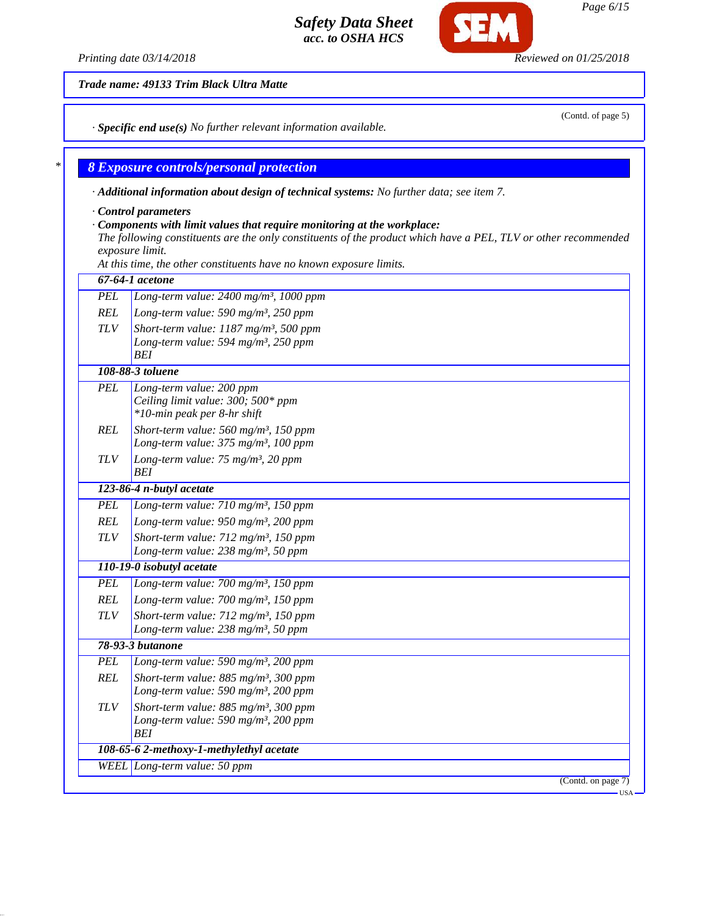**Trade name: 49133 Trim Black Ultra Matte**

(Contd. of page 5)

· **Specific end use(s)** No further relevant information available.

## 8 Exposure controls/personal protection

· **Additional information about design of technical systems:** No further data; see item 7.

· **Control parameters**

· **Components with limit values that require monitoring at the workplace:**

The following constituents are the only constituents of the product which have a PEL, TLV or other recommended exposure limit.

At this time, the other constituents have no known exposure limits.

| | |
|---|---|
| **67-64-1 acetone** | |
| PEL | Long-term value: 2400 mg/m³, 1000 ppm |
| REL | Long-term value: 590 mg/m³, 250 ppm |
| TLV | Short-term value: 1187 mg/m³, 500 ppm<br>Long-term value: 594 mg/m³, 250 ppm<br>BEI |
| **108-88-3 toluene** | |
| PEL | Long-term value: 200 ppm<br>Ceiling limit value: 300; 500* ppm<br>*10-min peak per 8-hr shift |
| REL | Short-term value: 560 mg/m³, 150 ppm<br>Long-term value: 375 mg/m³, 100 ppm |
| TLV | Long-term value: 75 mg/m³, 20 ppm<br>BEI |
| **123-86-4 n-butyl acetate** | |
| PEL | Long-term value: 710 mg/m³, 150 ppm |
| REL | Long-term value: 950 mg/m³, 200 ppm |
| TLV | Short-term value: 712 mg/m³, 150 ppm<br>Long-term value: 238 mg/m³, 50 ppm |
| **110-19-0 isobutyl acetate** | |
| PEL | Long-term value: 700 mg/m³, 150 ppm |
| REL | Long-term value: 700 mg/m³, 150 ppm |
| TLV | Short-term value: 712 mg/m³, 150 ppm<br>Long-term value: 238 mg/m³, 50 ppm |
| **78-93-3 butanone** | |
| PEL | Long-term value: 590 mg/m³, 200 ppm |
| REL | Short-term value: 885 mg/m³, 300 ppm<br>Long-term value: 590 mg/m³, 200 ppm |
| TLV | Short-term value: 885 mg/m³, 300 ppm<br>Long-term value: 590 mg/m³, 200 ppm<br>BEI |
| **108-65-6 2-methoxy-1-methylethyl acetate** | |
| WEEL | Long-term value: 50 ppm |

(Contd. on page 7)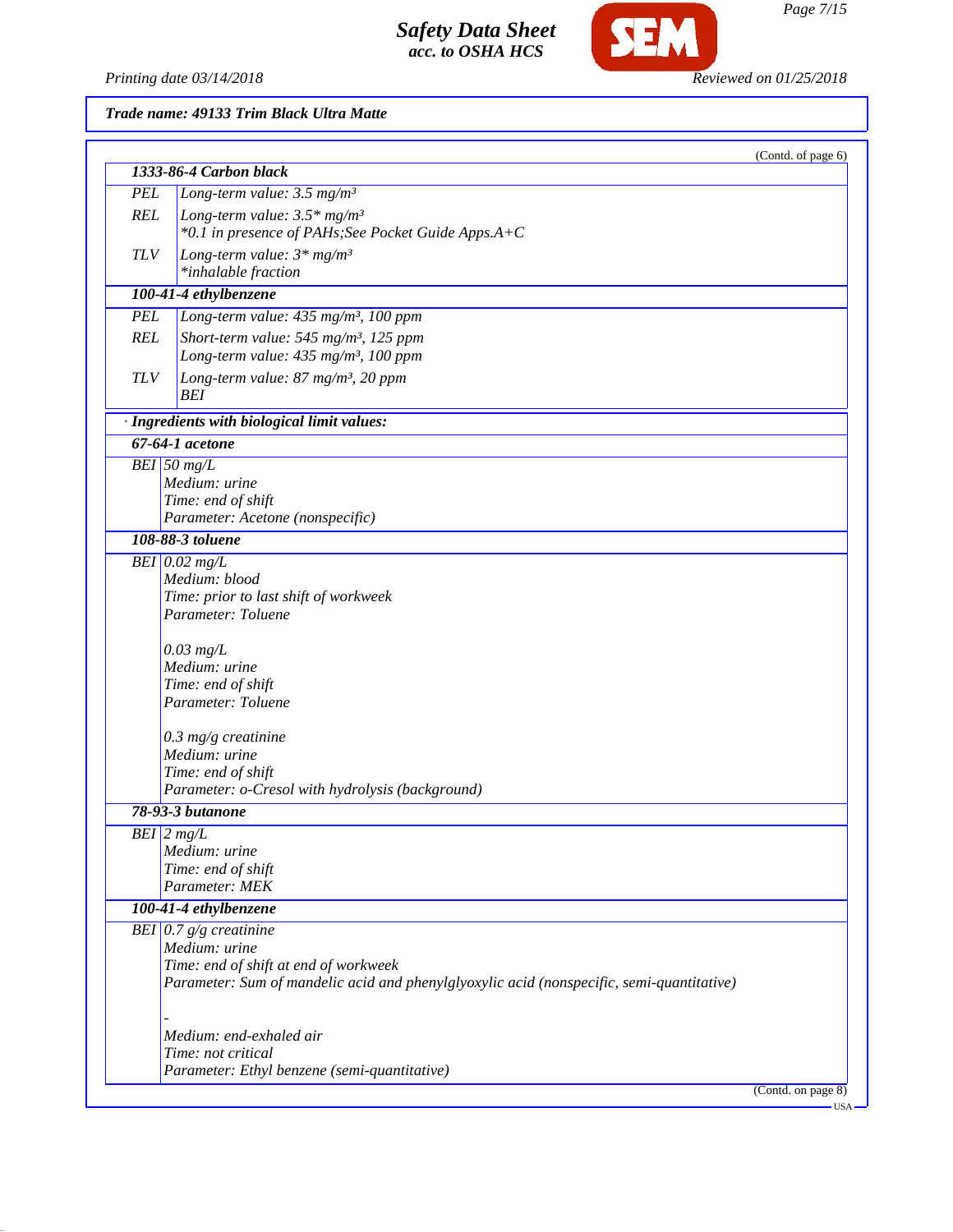**Trade name: 49133 Trim Black Ultra Matte**

(Contd. of page 6)

| **1333-86-4 Carbon black** | |
|---|---|
| PEL | Long-term value: 3.5 mg/m³ |
| REL | Long-term value: 3.5* mg/m³<br>*0.1 in presence of PAHs;See Pocket Guide Apps.A+C |
| TLV | Long-term value: 3* mg/m³<br>*inhalable fraction |
| **100-41-4 ethylbenzene** | |
| PEL | Long-term value: 435 mg/m³, 100 ppm |
| REL | Short-term value: 545 mg/m³, 125 ppm<br>Long-term value: 435 mg/m³, 100 ppm |
| TLV | Long-term value: 87 mg/m³, 20 ppm<br>BEI |

· **Ingredients with biological limit values:**

| **67-64-1 acetone** | |
|---|---|
| BEI | 50 mg/L<br>Medium: urine<br>Time: end of shift<br>Parameter: Acetone (nonspecific) |
| **108-88-3 toluene** | |
| BEI | 0.02 mg/L<br>Medium: blood<br>Time: prior to last shift of workweek<br>Parameter: Toluene<br><br>0.03 mg/L<br>Medium: urine<br>Time: end of shift<br>Parameter: Toluene<br><br>0.3 mg/g creatinine<br>Medium: urine<br>Time: end of shift<br>Parameter: o-Cresol with hydrolysis (background) |
| **78-93-3 butanone** | |
| BEI | 2 mg/L<br>Medium: urine<br>Time: end of shift<br>Parameter: MEK |
| **100-41-4 ethylbenzene** | |
| BEI | 0.7 g/g creatinine<br>Medium: urine<br>Time: end of shift at end of workweek<br>Parameter: Sum of mandelic acid and phenylglyoxylic acid (nonspecific, semi-quantitative)<br><br>-<br>Medium: end-exhaled air<br>Time: not critical<br>Parameter: Ethyl benzene (semi-quantitative) |

(Contd. on page 8)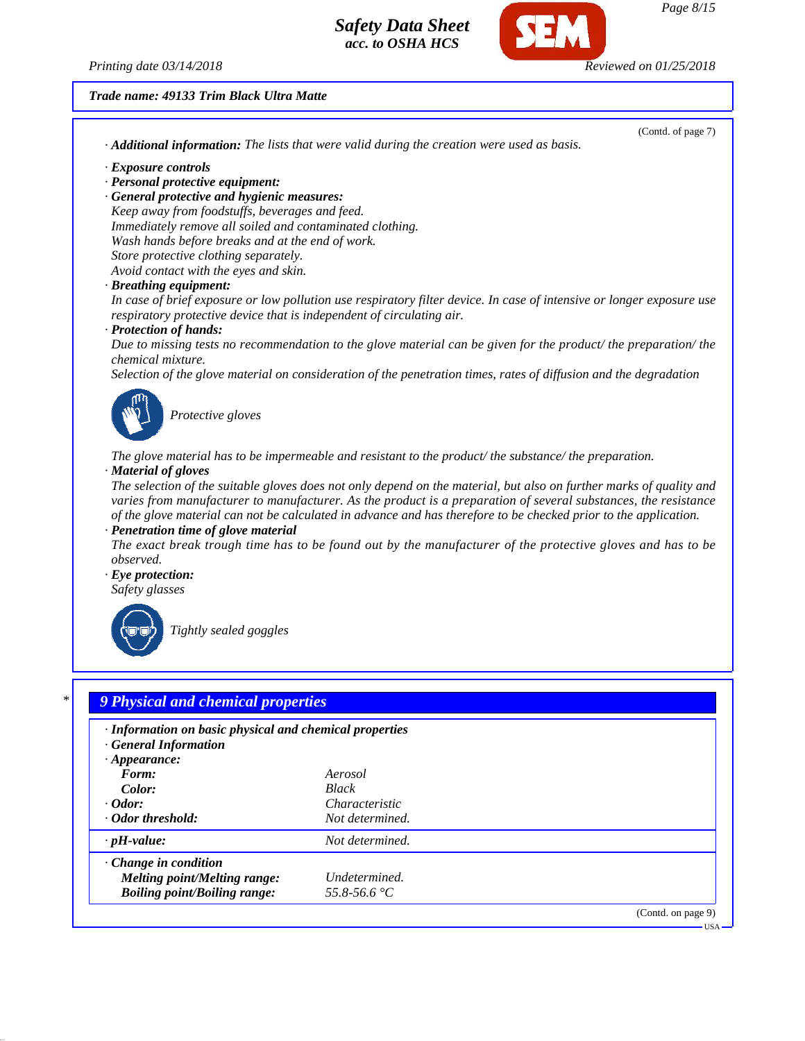**Trade name: 49133 Trim Black Ultra Matte**

(Contd. of page 7)

· **Additional information:** The lists that were valid during the creation were used as basis.

· **Exposure controls**
· **Personal protective equipment:**
· **General protective and hygienic measures:**
Keep away from foodstuffs, beverages and feed.
Immediately remove all soiled and contaminated clothing.
Wash hands before breaks and at the end of work.
Store protective clothing separately.
Avoid contact with the eyes and skin.
· **Breathing equipment:**
In case of brief exposure or low pollution use respiratory filter device. In case of intensive or longer exposure use respiratory protective device that is independent of circulating air.
· **Protection of hands:**
Due to missing tests no recommendation to the glove material can be given for the product/ the preparation/ the chemical mixture.
Selection of the glove material on consideration of the penetration times, rates of diffusion and the degradation

Protective gloves

The glove material has to be impermeable and resistant to the product/ the substance/ the preparation.
· **Material of gloves**
The selection of the suitable gloves does not only depend on the material, but also on further marks of quality and varies from manufacturer to manufacturer. As the product is a preparation of several substances, the resistance of the glove material can not be calculated in advance and has therefore to be checked prior to the application.
· **Penetration time of glove material**
The exact break trough time has to be found out by the manufacturer of the protective gloves and has to be observed.
· **Eye protection:**
Safety glasses

Tightly sealed goggles

## 9 Physical and chemical properties

· **Information on basic physical and chemical properties**
· **General Information**
· **Appearance:**

| | |
|---|---|
| **Form:** | Aerosol |
| **Color:** | Black |
| · **Odor:** | Characteristic |
| · **Odor threshold:** | Not determined. |
| · **pH-value:** | Not determined. |
| · **Change in condition** | |
| **Melting point/Melting range:** | Undetermined. |
| **Boiling point/Boiling range:** | 55.8-56.6 °C |

(Contd. on page 9)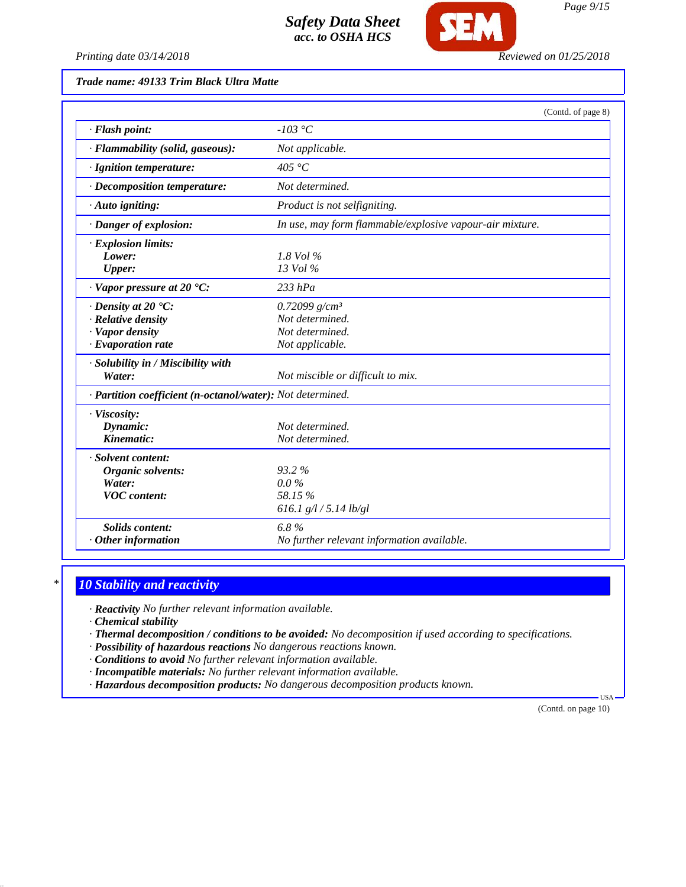Trade name: 49133 Trim Black Ultra Matte

(Contd. of page 8)

| Property | Value |
|---|---|
| · Flash point: | -103 °C |
| · Flammability (solid, gaseous): | Not applicable. |
| · Ignition temperature: | 405 °C |
| · Decomposition temperature: | Not determined. |
| · Auto igniting: | Product is not selfigniting. |
| · Danger of explosion: | In use, may form flammable/explosive vapour-air mixture. |
| · Explosion limits: | |
| Lower: | 1.8 Vol % |
| Upper: | 13 Vol % |
| · Vapor pressure at 20 °C: | 233 hPa |
| · Density at 20 °C: | 0.72099 g/cm³ |
| · Relative density | Not determined. |
| · Vapor density | Not determined. |
| · Evaporation rate | Not applicable. |
| · Solubility in / Miscibility with | |
| Water: | Not miscible or difficult to mix. |
| · Partition coefficient (n-octanol/water): | Not determined. |
| · Viscosity: | |
| Dynamic: | Not determined. |
| Kinematic: | Not determined. |
| · Solvent content: | |
| Organic solvents: | 93.2 % |
| Water: | 0.0 % |
| VOC content: | 58.15 % |
| | 616.1 g/l / 5.14 lb/gl |
| Solids content: | 6.8 % |
| · Other information | No further relevant information available. |

## 10 Stability and reactivity

- · **Reactivity** No further relevant information available.
- · **Chemical stability**
- · **Thermal decomposition / conditions to be avoided:** No decomposition if used according to specifications.
- · **Possibility of hazardous reactions** No dangerous reactions known.
- · **Conditions to avoid** No further relevant information available.
- · **Incompatible materials:** No further relevant information available.
- · **Hazardous decomposition products:** No dangerous decomposition products known.

(Contd. on page 10)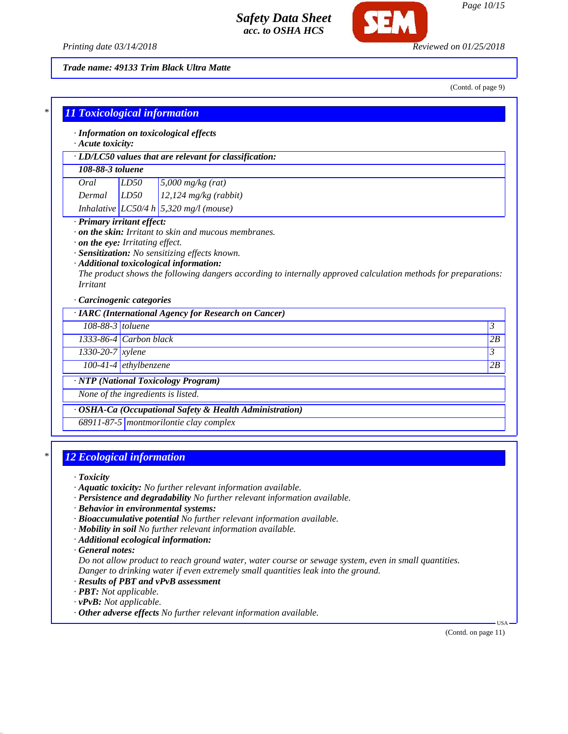**Trade name: 49133 Trim Black Ultra Matte**

(Contd. of page 9)

## 11 Toxicological information

· **Information on toxicological effects**
· **Acute toxicity:**

| · LD/LC50 values that are relevant for classification: | | |
|---|---|---|
| **108-88-3 toluene** | | |
| Oral | LD50 | 5,000 mg/kg (rat) |
| Dermal | LD50 | 12,124 mg/kg (rabbit) |
| Inhalative | LC50/4 h | 5,320 mg/l (mouse) |

· **Primary irritant effect:**
· **on the skin:** Irritant to skin and mucous membranes.
· **on the eye:** Irritating effect.
· **Sensitization:** No sensitizing effects known.
· **Additional toxicological information:**
The product shows the following dangers according to internally approved calculation methods for preparations:
Irritant

· **Carcinogenic categories**

| · IARC (International Agency for Research on Cancer) | | |
|---|---|---|
| 108-88-3 | toluene | 3 |
| 1333-86-4 | Carbon black | 2B |
| 1330-20-7 | xylene | 3 |
| 100-41-4 | ethylbenzene | 2B |

| · NTP (National Toxicology Program) |
|---|
| None of the ingredients is listed. |

| · OSHA-Ca (Occupational Safety & Health Administration) | |
|---|---|
| 68911-87-5 | montmorilontie clay complex |

## 12 Ecological information

· **Toxicity**
· **Aquatic toxicity:** No further relevant information available.
· **Persistence and degradability** No further relevant information available.
· **Behavior in environmental systems:**
· **Bioaccumulative potential** No further relevant information available.
· **Mobility in soil** No further relevant information available.
· **Additional ecological information:**
· **General notes:**
Do not allow product to reach ground water, water course or sewage system, even in small quantities.
Danger to drinking water if even extremely small quantities leak into the ground.
· **Results of PBT and vPvB assessment**
· **PBT:** Not applicable.
· **vPvB:** Not applicable.
· **Other adverse effects** No further relevant information available.

(Contd. on page 11)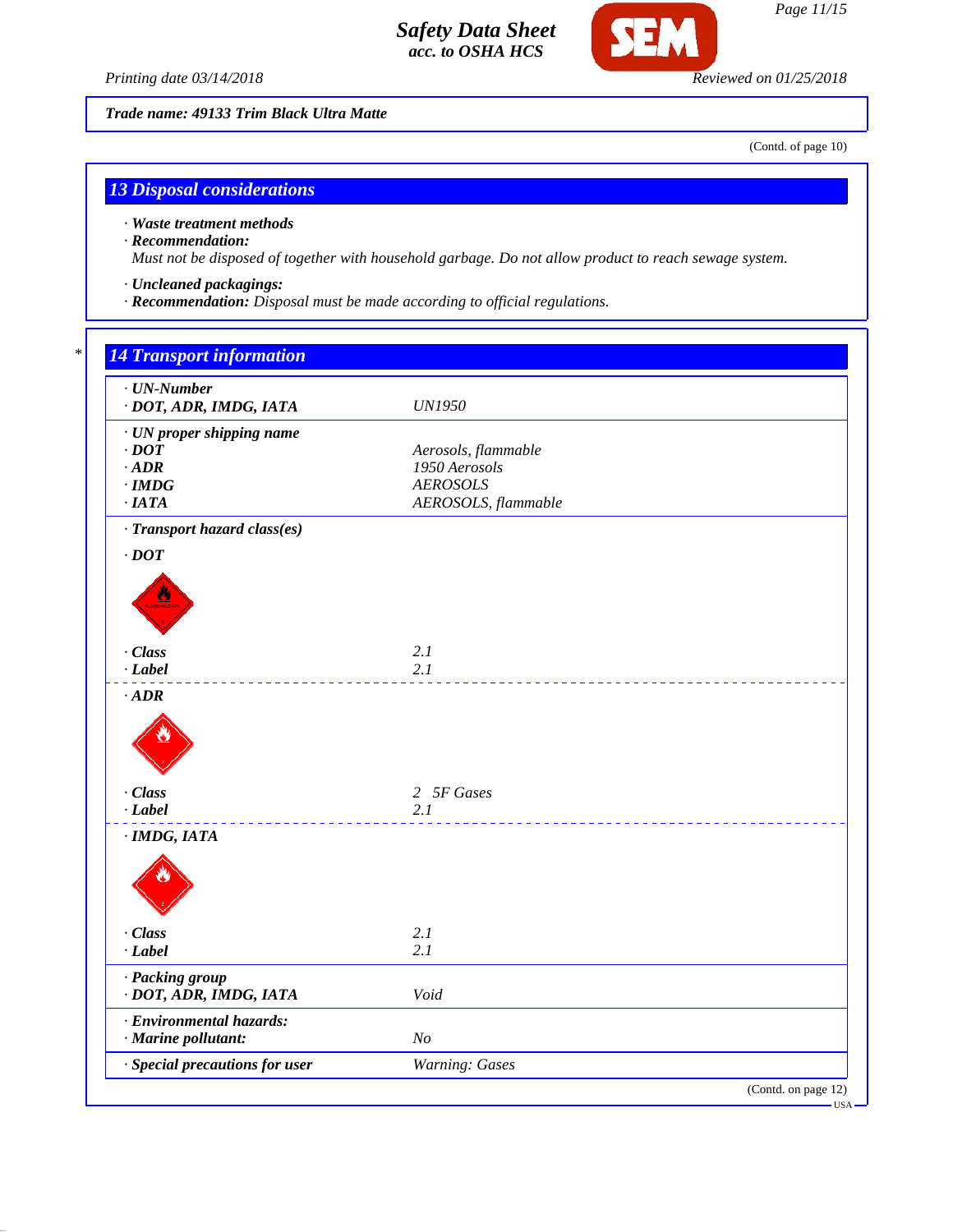**Trade name: 49133 Trim Black Ultra Matte**

(Contd. of page 10)

## 13 Disposal considerations

· **Waste treatment methods**
· **Recommendation:**
Must not be disposed of together with household garbage. Do not allow product to reach sewage system.

· **Uncleaned packagings:**
· **Recommendation:** Disposal must be made according to official regulations.

## 14 Transport information

| | |
|---|---|
| **· UN-Number** | |
| **· DOT, ADR, IMDG, IATA** | UN1950 |
| **· UN proper shipping name** | |
| **· DOT** | Aerosols, flammable |
| **· ADR** | 1950 Aerosols |
| **· IMDG** | AEROSOLS |
| **· IATA** | AEROSOLS, flammable |
| **· Transport hazard class(es)** | |
| **· DOT** | |
| **· Class** | 2.1 |
| **· Label** | 2.1 |
| **· ADR** | |
| **· Class** | 2 5F Gases |
| **· Label** | 2.1 |
| **· IMDG, IATA** | |
| **· Class** | 2.1 |
| **· Label** | 2.1 |
| **· Packing group** | |
| **· DOT, ADR, IMDG, IATA** | Void |
| **· Environmental hazards:** | |
| **· Marine pollutant:** | No |
| **· Special precautions for user** | Warning: Gases |

(Contd. on page 12)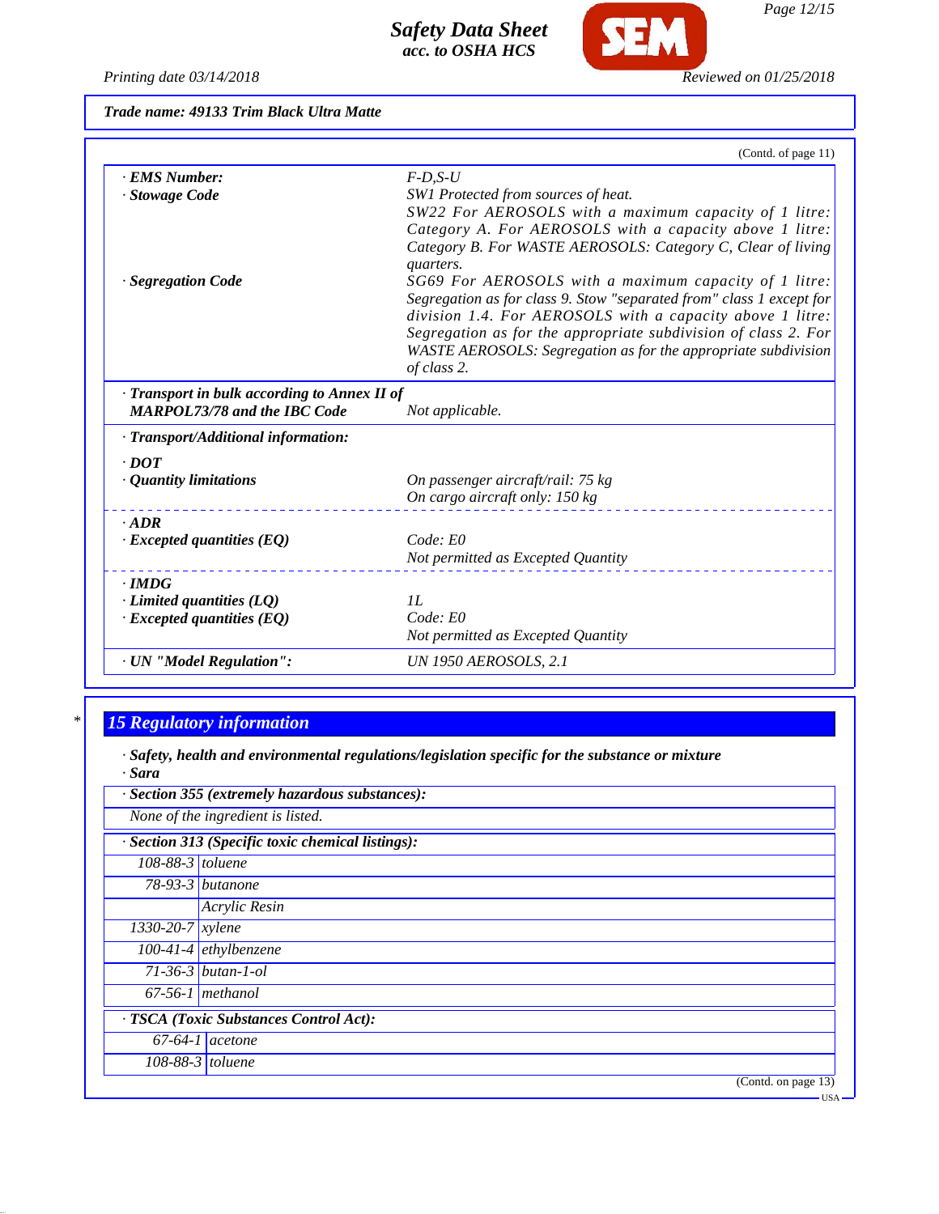**Trade name: 49133 Trim Black Ultra Matte**

(Contd. of page 11)

| | |
|---|---|
| · **EMS Number:** | F-D,S-U |
| · **Stowage Code** | SW1 Protected from sources of heat. SW22 For AEROSOLS with a maximum capacity of 1 litre: Category A. For AEROSOLS with a capacity above 1 litre: Category B. For WASTE AEROSOLS: Category C, Clear of living quarters. |
| · **Segregation Code** | SG69 For AEROSOLS with a maximum capacity of 1 litre: Segregation as for class 9. Stow "separated from" class 1 except for division 1.4. For AEROSOLS with a capacity above 1 litre: Segregation as for the appropriate subdivision of class 2. For WASTE AEROSOLS: Segregation as for the appropriate subdivision of class 2. |
| · **Transport in bulk according to Annex II of MARPOL73/78 and the IBC Code** | Not applicable. |
| · **Transport/Additional information:** | |
| · **DOT** | |
| · **Quantity limitations** | On passenger aircraft/rail: 75 kg<br>On cargo aircraft only: 150 kg |
| · **ADR** | |
| · **Excepted quantities (EQ)** | Code: E0<br>Not permitted as Excepted Quantity |
| · **IMDG** | |
| · **Limited quantities (LQ)** | 1L |
| · **Excepted quantities (EQ)** | Code: E0<br>Not permitted as Excepted Quantity |
| · **UN "Model Regulation":** | UN 1950 AEROSOLS, 2.1 |

## 15 Regulatory information

· **Safety, health and environmental regulations/legislation specific for the substance or mixture**

· **Sara**

· **Section 355 (extremely hazardous substances):**

None of the ingredient is listed.

· **Section 313 (Specific toxic chemical listings):**

| | |
|---|---|
| 108-88-3 | toluene |
| 78-93-3 | butanone |
| | Acrylic Resin |
| 1330-20-7 | xylene |
| 100-41-4 | ethylbenzene |
| 71-36-3 | butan-1-ol |
| 67-56-1 | methanol |

· **TSCA (Toxic Substances Control Act):**

| | |
|---|---|
| 67-64-1 | acetone |
| 108-88-3 | toluene |

(Contd. on page 13)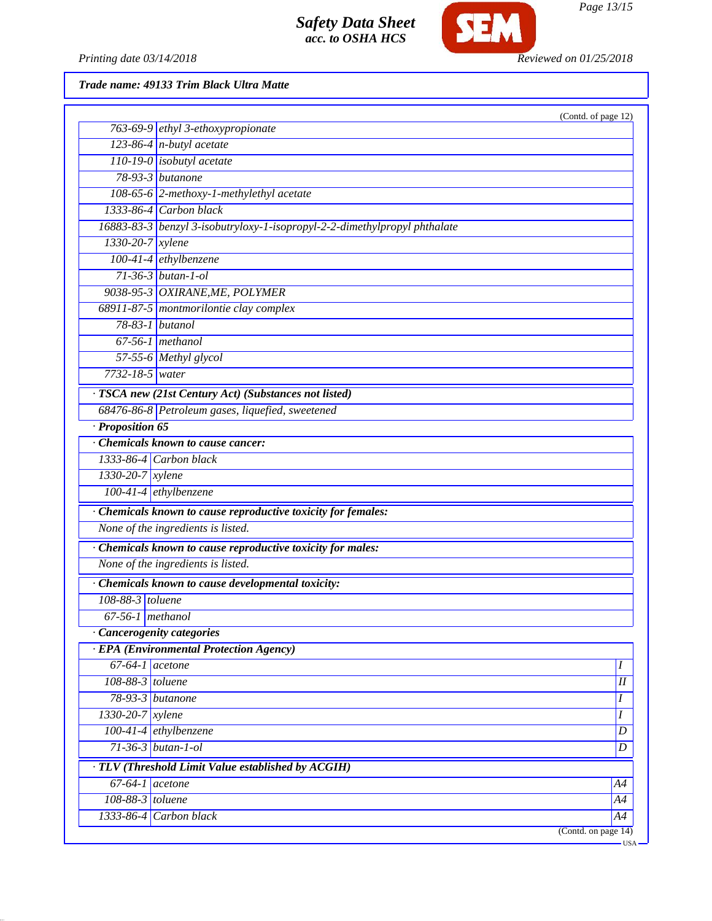**Trade name: 49133 Trim Black Ultra Matte**

(Contd. of page 12)

| | |
|---|---|
| 763-69-9 | ethyl 3-ethoxypropionate |
| 123-86-4 | n-butyl acetate |
| 110-19-0 | isobutyl acetate |
| 78-93-3 | butanone |
| 108-65-6 | 2-methoxy-1-methylethyl acetate |
| 1333-86-4 | Carbon black |
| 16883-83-3 | benzyl 3-isobutryloxy-1-isopropyl-2-2-dimethylpropyl phthalate |
| 1330-20-7 | xylene |
| 100-41-4 | ethylbenzene |
| 71-36-3 | butan-1-ol |
| 9038-95-3 | OXIRANE,ME, POLYMER |
| 68911-87-5 | montmorilontie clay complex |
| 78-83-1 | butanol |
| 67-56-1 | methanol |
| 57-55-6 | Methyl glycol |
| 7732-18-5 | water |

**· TSCA new (21st Century Act) (Substances not listed)**

| | |
|---|---|
| 68476-86-8 | Petroleum gases, liquefied, sweetened |

**· Proposition 65**

**· Chemicals known to cause cancer:**

| | |
|---|---|
| 1333-86-4 | Carbon black |
| 1330-20-7 | xylene |
| 100-41-4 | ethylbenzene |

**· Chemicals known to cause reproductive toxicity for females:**

None of the ingredients is listed.

**· Chemicals known to cause reproductive toxicity for males:**

None of the ingredients is listed.

**· Chemicals known to cause developmental toxicity:**

| | |
|---|---|
| 108-88-3 | toluene |
| 67-56-1 | methanol |

**· Cancerogenity categories**

**· EPA (Environmental Protection Agency)**

| | | |
|---|---|---|
| 67-64-1 | acetone | I |
| 108-88-3 | toluene | II |
| 78-93-3 | butanone | I |
| 1330-20-7 | xylene | I |
| 100-41-4 | ethylbenzene | D |
| 71-36-3 | butan-1-ol | D |

**· TLV (Threshold Limit Value established by ACGIH)**

| | | |
|---|---|---|
| 67-64-1 | acetone | A4 |
| 108-88-3 | toluene | A4 |
| 1333-86-4 | Carbon black | A4 |

(Contd. on page 14)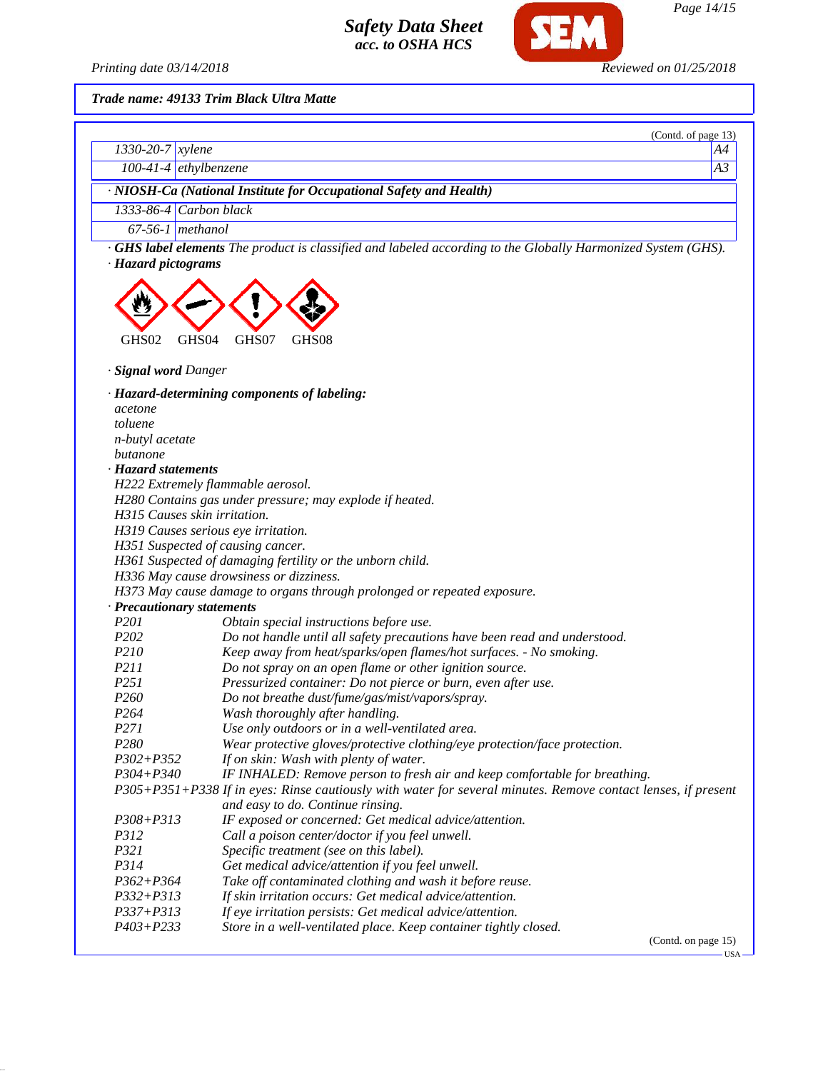**Trade name: 49133 Trim Black Ultra Matte**

(Contd. of page 13)

| | | |
|---|---|---|
| 1330-20-7 | xylene | A4 |
| 100-41-4 | ethylbenzene | A3 |

**· NIOSH-Ca (National Institute for Occupational Safety and Health)**

| | |
|---|---|
| 1333-86-4 | Carbon black |
| 67-56-1 | methanol |

· **GHS label elements** The product is classified and labeled according to the Globally Harmonized System (GHS).

· **Hazard pictograms**

GHS02 GHS04 GHS07 GHS08

· **Signal word** Danger

· **Hazard-determining components of labeling:**
acetone
toluene
n-butyl acetate
butanone

· **Hazard statements**
H222 Extremely flammable aerosol.
H280 Contains gas under pressure; may explode if heated.
H315 Causes skin irritation.
H319 Causes serious eye irritation.
H351 Suspected of causing cancer.
H361 Suspected of damaging fertility or the unborn child.
H336 May cause drowsiness or dizziness.
H373 May cause damage to organs through prolonged or repeated exposure.

· **Precautionary statements**

| | |
|---|---|
| P201 | Obtain special instructions before use. |
| P202 | Do not handle until all safety precautions have been read and understood. |
| P210 | Keep away from heat/sparks/open flames/hot surfaces. - No smoking. |
| P211 | Do not spray on an open flame or other ignition source. |
| P251 | Pressurized container: Do not pierce or burn, even after use. |
| P260 | Do not breathe dust/fume/gas/mist/vapors/spray. |
| P264 | Wash thoroughly after handling. |
| P271 | Use only outdoors or in a well-ventilated area. |
| P280 | Wear protective gloves/protective clothing/eye protection/face protection. |
| P302+P352 | If on skin: Wash with plenty of water. |
| P304+P340 | IF INHALED: Remove person to fresh air and keep comfortable for breathing. |
| P305+P351+P338 | If in eyes: Rinse cautiously with water for several minutes. Remove contact lenses, if present and easy to do. Continue rinsing. |
| P308+P313 | IF exposed or concerned: Get medical advice/attention. |
| P312 | Call a poison center/doctor if you feel unwell. |
| P321 | Specific treatment (see on this label). |
| P314 | Get medical advice/attention if you feel unwell. |
| P362+P364 | Take off contaminated clothing and wash it before reuse. |
| P332+P313 | If skin irritation occurs: Get medical advice/attention. |
| P337+P313 | If eye irritation persists: Get medical advice/attention. |
| P403+P233 | Store in a well-ventilated place. Keep container tightly closed. |

(Contd. on page 15)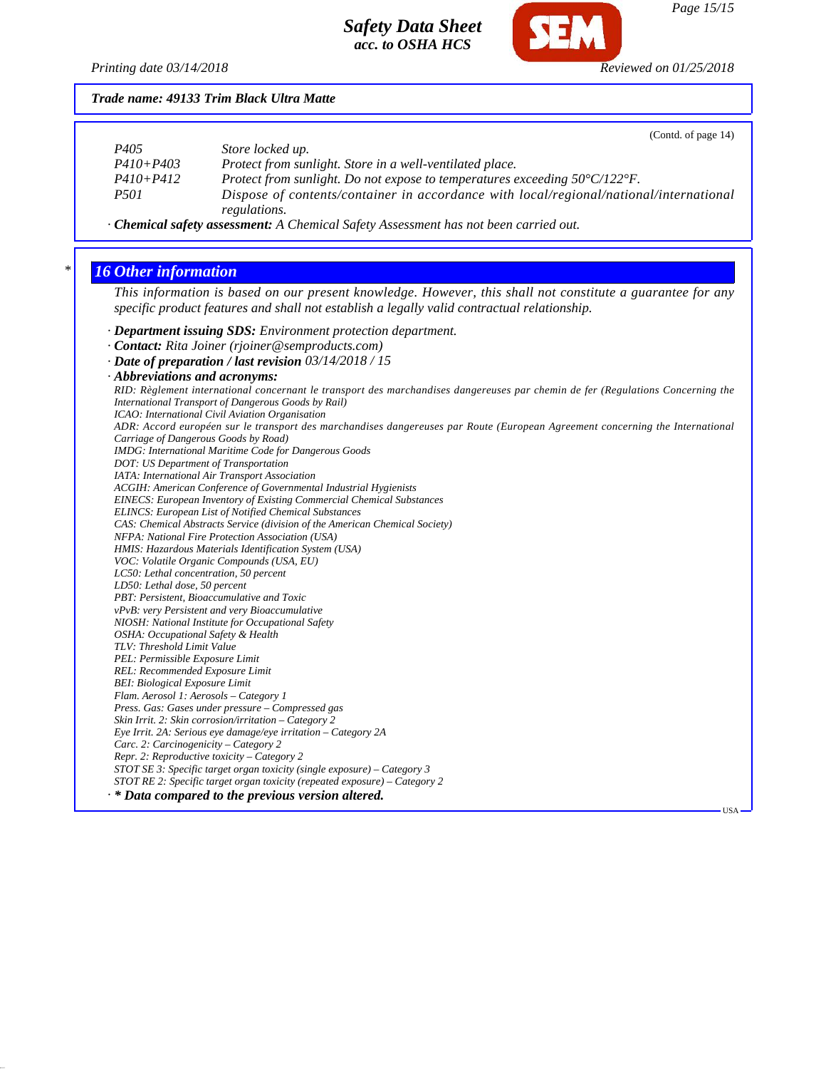Trade name: 49133 Trim Black Ultra Matte

(Contd. of page 14)

| | |
|---|---|
| P405 | Store locked up. |
| P410+P403 | Protect from sunlight. Store in a well-ventilated place. |
| P410+P412 | Protect from sunlight. Do not expose to temperatures exceeding 50°C/122°F. |
| P501 | Dispose of contents/container in accordance with local/regional/national/international regulations. |

· **Chemical safety assessment:** A Chemical Safety Assessment has not been carried out.

## * 16 Other information

This information is based on our present knowledge. However, this shall not constitute a guarantee for any specific product features and shall not establish a legally valid contractual relationship.

· **Department issuing SDS:** Environment protection department.
· **Contact:** Rita Joiner (rjoiner@semproducts.com)
· **Date of preparation / last revision** 03/14/2018 / 15
· **Abbreviations and acronyms:**

RID: Règlement international concernant le transport des marchandises dangereuses par chemin de fer (Regulations Concerning the International Transport of Dangerous Goods by Rail)
ICAO: International Civil Aviation Organisation
ADR: Accord européen sur le transport des marchandises dangereuses par Route (European Agreement concerning the International Carriage of Dangerous Goods by Road)
IMDG: International Maritime Code for Dangerous Goods
DOT: US Department of Transportation
IATA: International Air Transport Association
ACGIH: American Conference of Governmental Industrial Hygienists
EINECS: European Inventory of Existing Commercial Chemical Substances
ELINCS: European List of Notified Chemical Substances
CAS: Chemical Abstracts Service (division of the American Chemical Society)
NFPA: National Fire Protection Association (USA)
HMIS: Hazardous Materials Identification System (USA)
VOC: Volatile Organic Compounds (USA, EU)
LC50: Lethal concentration, 50 percent
LD50: Lethal dose, 50 percent
PBT: Persistent, Bioaccumulative and Toxic
vPvB: very Persistent and very Bioaccumulative
NIOSH: National Institute for Occupational Safety
OSHA: Occupational Safety & Health
TLV: Threshold Limit Value
PEL: Permissible Exposure Limit
REL: Recommended Exposure Limit
BEI: Biological Exposure Limit
Flam. Aerosol 1: Aerosols – Category 1
Press. Gas: Gases under pressure – Compressed gas
Skin Irrit. 2: Skin corrosion/irritation – Category 2
Eye Irrit. 2A: Serious eye damage/eye irritation – Category 2A
Carc. 2: Carcinogenicity – Category 2
Repr. 2: Reproductive toxicity – Category 2
STOT SE 3: Specific target organ toxicity (single exposure) – Category 3
STOT RE 2: Specific target organ toxicity (repeated exposure) – Category 2

· **\* Data compared to the previous version altered.**